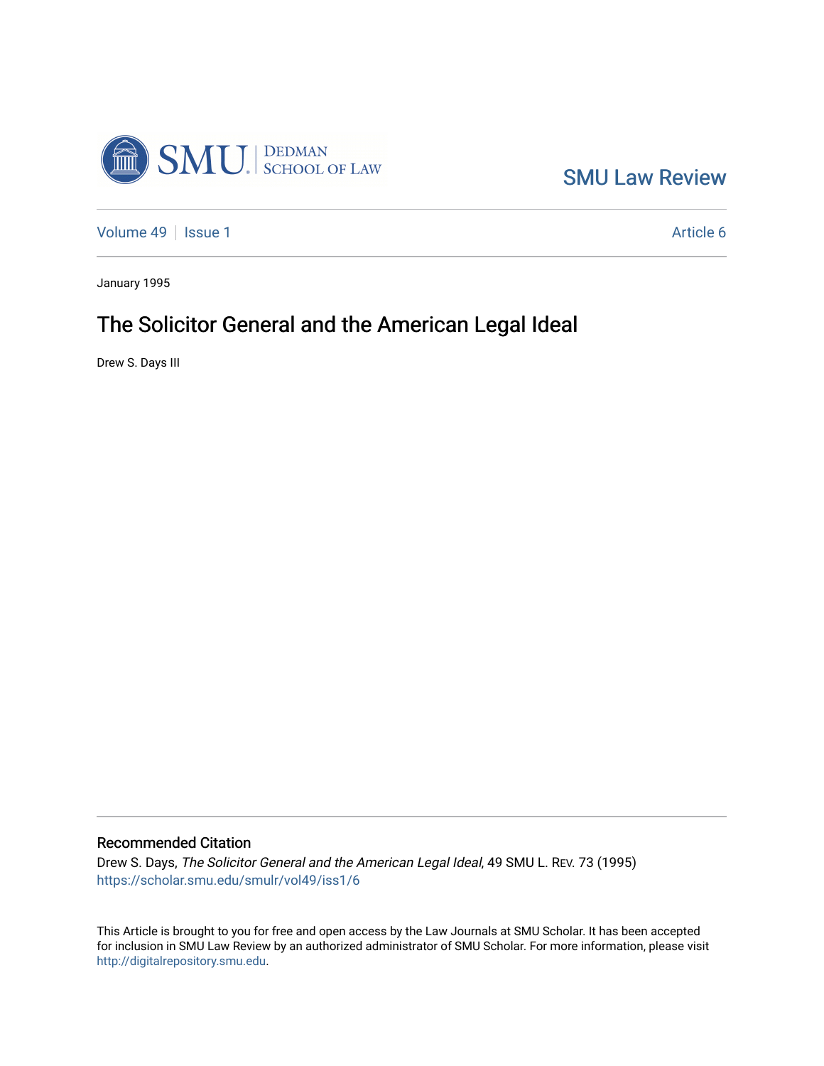SMU Law Review

Volume 49 | Issue 1 Article 6

January 1995

# The Solicitor General and the American Legal Ideal

Drew S. Days III

## Recommended Citation

Drew S. Days, *The Solicitor General and the American Legal Ideal*, 49 SMU L. Rev. 73 (1995)
https://scholar.smu.edu/smulr/vol49/iss1/6

This Article is brought to you for free and open access by the Law Journals at SMU Scholar. It has been accepted for inclusion in SMU Law Review by an authorized administrator of SMU Scholar. For more information, please visit http://digitalrepository.smu.edu.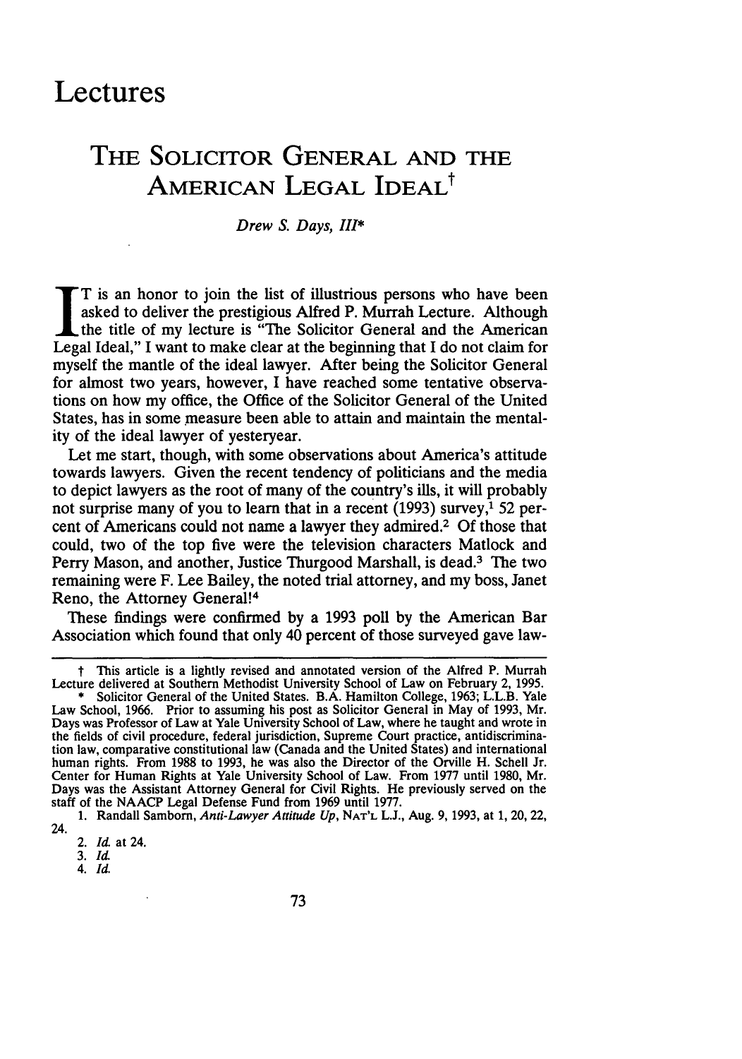# Lectures

## The Solicitor General and the American Legal Ideal†

*Drew S. Days, III**

It is an honor to join the list of illustrious persons who have been asked to deliver the prestigious Alfred P. Murrah Lecture. Although the title of my lecture is "The Solicitor General and the American Legal Ideal," I want to make clear at the beginning that I do not claim for myself the mantle of the ideal lawyer. After being the Solicitor General for almost two years, however, I have reached some tentative observations on how my office, the Office of the Solicitor General of the United States, has in some measure been able to attain and maintain the mentality of the ideal lawyer of yesteryear.

Let me start, though, with some observations about America's attitude towards lawyers. Given the recent tendency of politicians and the media to depict lawyers as the root of many of the country's ills, it will probably not surprise many of you to learn that in a recent (1993) survey,[1] 52 percent of Americans could not name a lawyer they admired.[2] Of those that could, two of the top five were the television characters Matlock and Perry Mason, and another, Justice Thurgood Marshall, is dead.[3] The two remaining were F. Lee Bailey, the noted trial attorney, and my boss, Janet Reno, the Attorney General![4]

These findings were confirmed by a 1993 poll by the American Bar Association which found that only 40 percent of those surveyed gave law-

---

† This article is a lightly revised and annotated version of the Alfred P. Murrah Lecture delivered at Southern Methodist University School of Law on February 2, 1995.

\* Solicitor General of the United States. B.A. Hamilton College, 1963; L.L.B. Yale Law School, 1966. Prior to assuming his post as Solicitor General in May of 1993, Mr. Days was Professor of Law at Yale University School of Law, where he taught and wrote in the fields of civil procedure, federal jurisdiction, Supreme Court practice, antidiscrimination law, comparative constitutional law (Canada and the United States) and international human rights. From 1988 to 1993, he was also the Director of the Orville H. Schell Jr. Center for Human Rights at Yale University School of Law. From 1977 until 1980, Mr. Days was the Assistant Attorney General for Civil Rights. He previously served on the staff of the NAACP Legal Defense Fund from 1969 until 1977.

1. Randall Samborn, *Anti-Lawyer Attitude Up*, NAT'L L.J., Aug. 9, 1993, at 1, 20, 22, 24.

2. *Id.* at 24.

3. *Id.*

4. *Id.*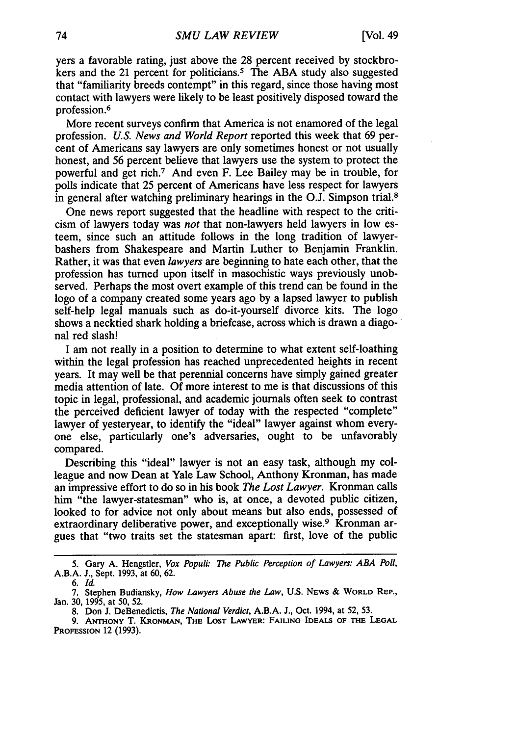yers a favorable rating, just above the 28 percent received by stockbrokers and the 21 percent for politicians.[5] The ABA study also suggested that "familiarity breeds contempt" in this regard, since those having most contact with lawyers were likely to be least positively disposed toward the profession.[6]

More recent surveys confirm that America is not enamored of the legal profession. *U.S. News and World Report* reported this week that 69 percent of Americans say lawyers are only sometimes honest or not usually honest, and 56 percent believe that lawyers use the system to protect the powerful and get rich.[7] And even F. Lee Bailey may be in trouble, for polls indicate that 25 percent of Americans have less respect for lawyers in general after watching preliminary hearings in the O.J. Simpson trial.[8]

One news report suggested that the headline with respect to the criticism of lawyers today was *not* that non-lawyers held lawyers in low esteem, since such an attitude follows in the long tradition of lawyer-bashers from Shakespeare and Martin Luther to Benjamin Franklin. Rather, it was that even *lawyers* are beginning to hate each other, that the profession has turned upon itself in masochistic ways previously unobserved. Perhaps the most overt example of this trend can be found in the logo of a company created some years ago by a lapsed lawyer to publish self-help legal manuals such as do-it-yourself divorce kits. The logo shows a necktied shark holding a briefcase, across which is drawn a diagonal red slash!

I am not really in a position to determine to what extent self-loathing within the legal profession has reached unprecedented heights in recent years. It may well be that perennial concerns have simply gained greater media attention of late. Of more interest to me is that discussions of this topic in legal, professional, and academic journals often seek to contrast the perceived deficient lawyer of today with the respected "complete" lawyer of yesteryear, to identify the "ideal" lawyer against whom everyone else, particularly one's adversaries, ought to be unfavorably compared.

Describing this "ideal" lawyer is not an easy task, although my colleague and now Dean at Yale Law School, Anthony Kronman, has made an impressive effort to do so in his book *The Lost Lawyer*. Kronman calls him "the lawyer-statesman" who is, at once, a devoted public citizen, looked to for advice not only about means but also ends, possessed of extraordinary deliberative power, and exceptionally wise.[9] Kronman argues that "two traits set the statesman apart: first, love of the public

---

5. Gary A. Hengstler, *Vox Populi: The Public Perception of Lawyers: ABA Poll*, A.B.A. J., Sept. 1993, at 60, 62.

6. *Id.*

7. Stephen Budiansky, *How Lawyers Abuse the Law*, U.S. NEWS & WORLD REP., Jan. 30, 1995, at 50, 52.

8. Don J. DeBenedictis, *The National Verdict*, A.B.A. J., Oct. 1994, at 52, 53.

9. ANTHONY T. KRONMAN, THE LOST LAWYER: FAILING IDEALS OF THE LEGAL PROFESSION 12 (1993).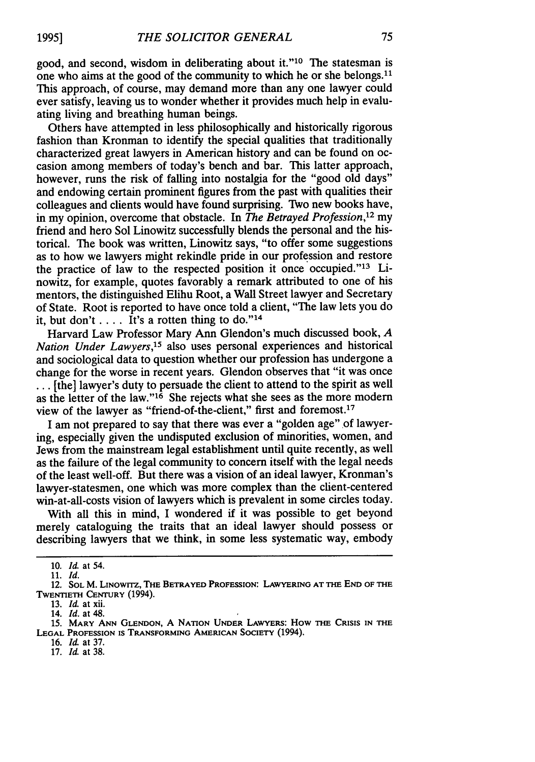good, and second, wisdom in deliberating about it."[10] The statesman is one who aims at the good of the community to which he or she belongs.[11] This approach, of course, may demand more than any one lawyer could ever satisfy, leaving us to wonder whether it provides much help in evaluating living and breathing human beings.

Others have attempted in less philosophically and historically rigorous fashion than Kronman to identify the special qualities that traditionally characterized great lawyers in American history and can be found on occasion among members of today's bench and bar. This latter approach, however, runs the risk of falling into nostalgia for the "good old days" and endowing certain prominent figures from the past with qualities their colleagues and clients would have found surprising. Two new books have, in my opinion, overcome that obstacle. In *The Betrayed Profession*,[12] my friend and hero Sol Linowitz successfully blends the personal and the historical. The book was written, Linowitz says, "to offer some suggestions as to how we lawyers might rekindle pride in our profession and restore the practice of law to the respected position it once occupied."[13] Linowitz, for example, quotes favorably a remark attributed to one of his mentors, the distinguished Elihu Root, a Wall Street lawyer and Secretary of State. Root is reported to have once told a client, "The law lets you do it, but don't .... It's a rotten thing to do."[14]

Harvard Law Professor Mary Ann Glendon's much discussed book, *A Nation Under Lawyers*,[15] also uses personal experiences and historical and sociological data to question whether our profession has undergone a change for the worse in recent years. Glendon observes that "it was once ... [the] lawyer's duty to persuade the client to attend to the spirit as well as the letter of the law."[16] She rejects what she sees as the more modern view of the lawyer as "friend-of-the-client," first and foremost.[17]

I am not prepared to say that there was ever a "golden age" of lawyering, especially given the undisputed exclusion of minorities, women, and Jews from the mainstream legal establishment until quite recently, as well as the failure of the legal community to concern itself with the legal needs of the least well-off. But there was a vision of an ideal lawyer, Kronman's lawyer-statesmen, one which was more complex than the client-centered win-at-all-costs vision of lawyers which is prevalent in some circles today.

With all this in mind, I wondered if it was possible to get beyond merely cataloguing the traits that an ideal lawyer should possess or describing lawyers that we think, in some less systematic way, embody

---

10. *Id.* at 54.

11. *Id.*

12. SOL M. LINOWITZ, THE BETRAYED PROFESSION: LAWYERING AT THE END OF THE TWENTIETH CENTURY (1994).

13. *Id.* at xii.

14. *Id.* at 48.

15. MARY ANN GLENDON, A NATION UNDER LAWYERS: HOW THE CRISIS IN THE LEGAL PROFESSION IS TRANSFORMING AMERICAN SOCIETY (1994).

16. *Id.* at 37.

17. *Id.* at 38.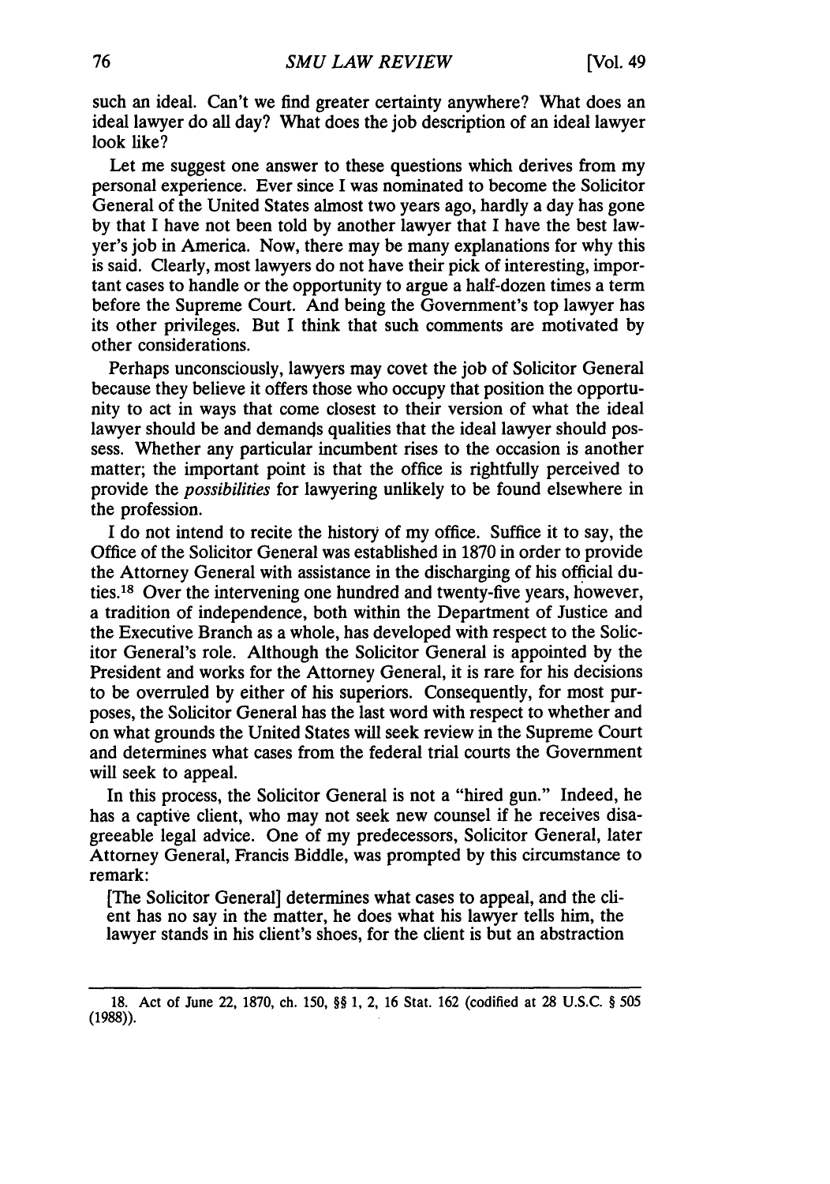such an ideal. Can't we find greater certainty anywhere? What does an ideal lawyer do all day? What does the job description of an ideal lawyer look like?

Let me suggest one answer to these questions which derives from my personal experience. Ever since I was nominated to become the Solicitor General of the United States almost two years ago, hardly a day has gone by that I have not been told by another lawyer that I have the best lawyer's job in America. Now, there may be many explanations for why this is said. Clearly, most lawyers do not have their pick of interesting, important cases to handle or the opportunity to argue a half-dozen times a term before the Supreme Court. And being the Government's top lawyer has its other privileges. But I think that such comments are motivated by other considerations.

Perhaps unconsciously, lawyers may covet the job of Solicitor General because they believe it offers those who occupy that position the opportunity to act in ways that come closest to their version of what the ideal lawyer should be and demands qualities that the ideal lawyer should possess. Whether any particular incumbent rises to the occasion is another matter; the important point is that the office is rightfully perceived to provide the *possibilities* for lawyering unlikely to be found elsewhere in the profession.

I do not intend to recite the history of my office. Suffice it to say, the Office of the Solicitor General was established in 1870 in order to provide the Attorney General with assistance in the discharging of his official duties.[18] Over the intervening one hundred and twenty-five years, however, a tradition of independence, both within the Department of Justice and the Executive Branch as a whole, has developed with respect to the Solicitor General's role. Although the Solicitor General is appointed by the President and works for the Attorney General, it is rare for his decisions to be overruled by either of his superiors. Consequently, for most purposes, the Solicitor General has the last word with respect to whether and on what grounds the United States will seek review in the Supreme Court and determines what cases from the federal trial courts the Government will seek to appeal.

In this process, the Solicitor General is not a "hired gun." Indeed, he has a captive client, who may not seek new counsel if he receives disagreeable legal advice. One of my predecessors, Solicitor General, later Attorney General, Francis Biddle, was prompted by this circumstance to remark:

> [The Solicitor General] determines what cases to appeal, and the client has no say in the matter, he does what his lawyer tells him, the lawyer stands in his client's shoes, for the client is but an abstraction

---

18. Act of June 22, 1870, ch. 150, §§ 1, 2, 16 Stat. 162 (codified at 28 U.S.C. § 505 (1988)).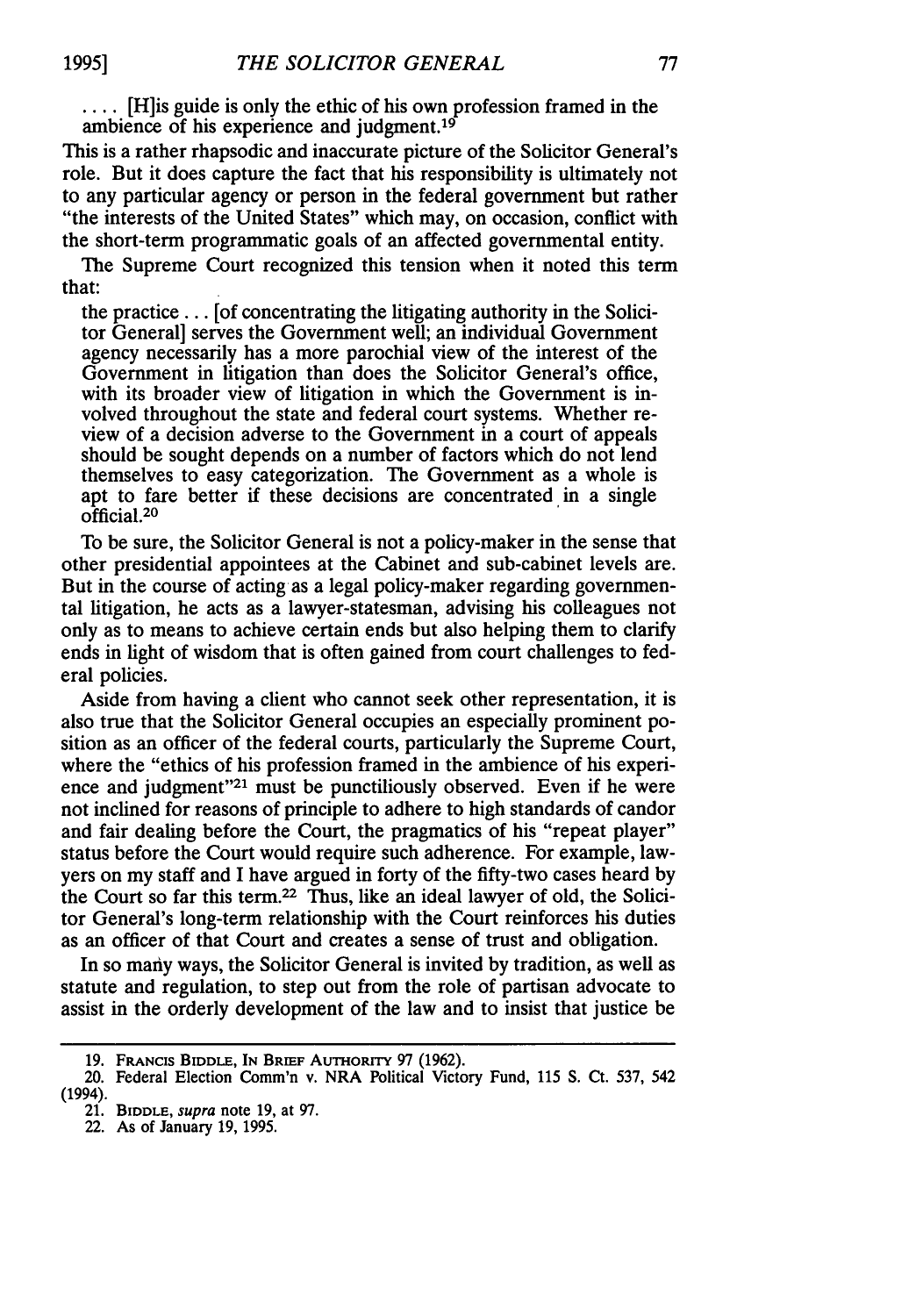> . . . . [H]is guide is only the ethic of his own profession framed in the ambience of his experience and judgment.[19]

This is a rather rhapsodic and inaccurate picture of the Solicitor General's role. But it does capture the fact that his responsibility is ultimately not to any particular agency or person in the federal government but rather "the interests of the United States" which may, on occasion, conflict with the short-term programmatic goals of an affected governmental entity.

The Supreme Court recognized this tension when it noted this term that:

> the practice . . . [of concentrating the litigating authority in the Solicitor General] serves the Government well; an individual Government agency necessarily has a more parochial view of the interest of the Government in litigation than does the Solicitor General's office, with its broader view of litigation in which the Government is involved throughout the state and federal court systems. Whether review of a decision adverse to the Government in a court of appeals should be sought depends on a number of factors which do not lend themselves to easy categorization. The Government as a whole is apt to fare better if these decisions are concentrated in a single official.[20]

To be sure, the Solicitor General is not a policy-maker in the sense that other presidential appointees at the Cabinet and sub-cabinet levels are. But in the course of acting as a legal policy-maker regarding governmental litigation, he acts as a lawyer-statesman, advising his colleagues not only as to means to achieve certain ends but also helping them to clarify ends in light of wisdom that is often gained from court challenges to federal policies.

Aside from having a client who cannot seek other representation, it is also true that the Solicitor General occupies an especially prominent position as an officer of the federal courts, particularly the Supreme Court, where the "ethics of his profession framed in the ambience of his experience and judgment"[21] must be punctiliously observed. Even if he were not inclined for reasons of principle to adhere to high standards of candor and fair dealing before the Court, the pragmatics of his "repeat player" status before the Court would require such adherence. For example, lawyers on my staff and I have argued in forty of the fifty-two cases heard by the Court so far this term.[22] Thus, like an ideal lawyer of old, the Solicitor General's long-term relationship with the Court reinforces his duties as an officer of that Court and creates a sense of trust and obligation.

In so many ways, the Solicitor General is invited by tradition, as well as statute and regulation, to step out from the role of partisan advocate to assist in the orderly development of the law and to insist that justice be

---

19. Francis Biddle, In Brief Authority 97 (1962).

20. Federal Election Comm'n v. NRA Political Victory Fund, 115 S. Ct. 537, 542 (1994).

21. Biddle, *supra* note 19, at 97.

22. As of January 19, 1995.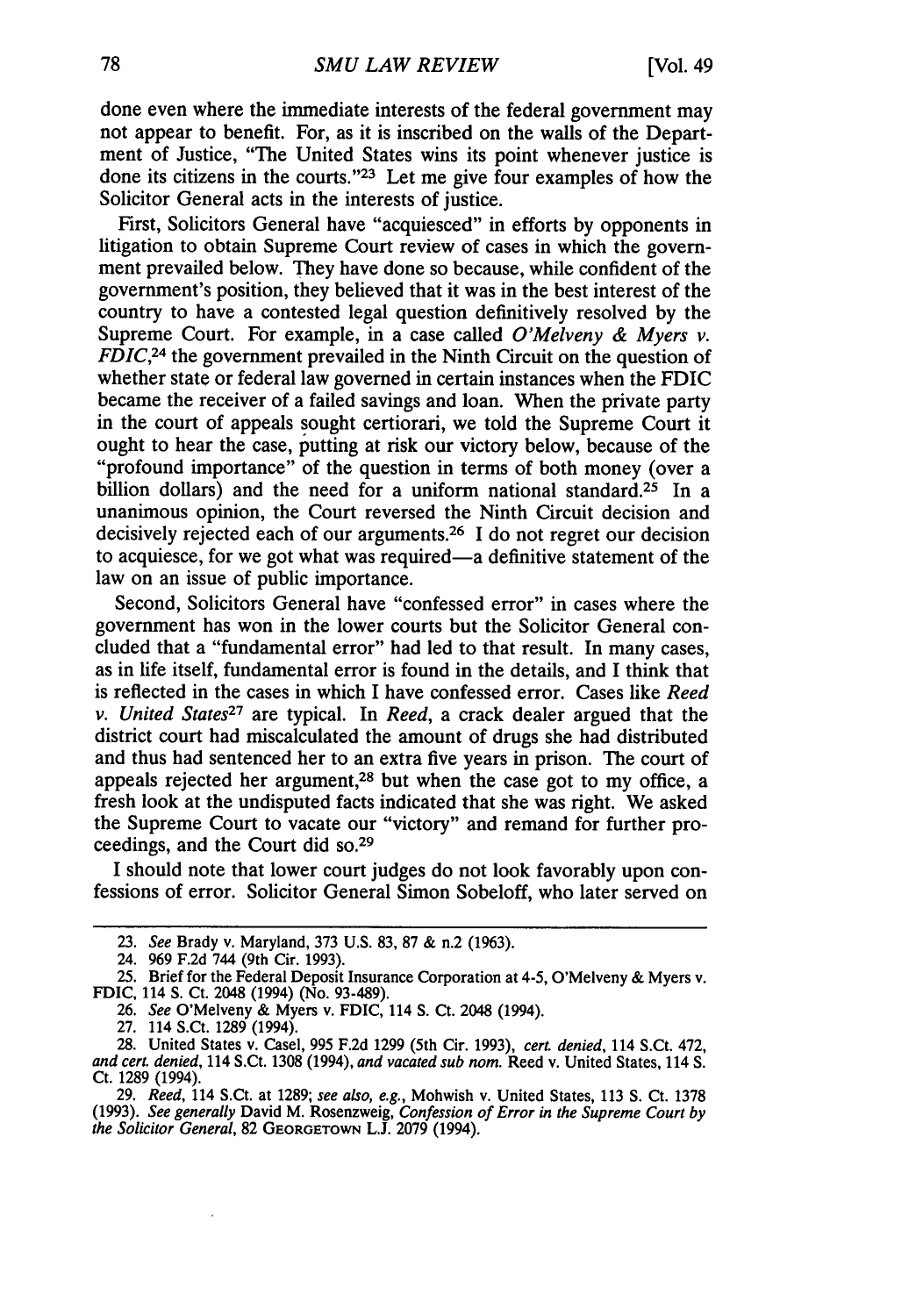done even where the immediate interests of the federal government may not appear to benefit. For, as it is inscribed on the walls of the Department of Justice, "The United States wins its point whenever justice is done its citizens in the courts."[23] Let me give four examples of how the Solicitor General acts in the interests of justice.

First, Solicitors General have "acquiesced" in efforts by opponents in litigation to obtain Supreme Court review of cases in which the government prevailed below. They have done so because, while confident of the government's position, they believed that it was in the best interest of the country to have a contested legal question definitively resolved by the Supreme Court. For example, in a case called *O'Melveny & Myers v. FDIC*,[24] the government prevailed in the Ninth Circuit on the question of whether state or federal law governed in certain instances when the FDIC became the receiver of a failed savings and loan. When the private party in the court of appeals sought certiorari, we told the Supreme Court it ought to hear the case, putting at risk our victory below, because of the "profound importance" of the question in terms of both money (over a billion dollars) and the need for a uniform national standard.[25] In a unanimous opinion, the Court reversed the Ninth Circuit decision and decisively rejected each of our arguments.[26] I do not regret our decision to acquiesce, for we got what was required—a definitive statement of the law on an issue of public importance.

Second, Solicitors General have "confessed error" in cases where the government has won in the lower courts but the Solicitor General concluded that a "fundamental error" had led to that result. In many cases, as in life itself, fundamental error is found in the details, and I think that is reflected in the cases in which I have confessed error. Cases like *Reed v. United States*[27] are typical. In *Reed*, a crack dealer argued that the district court had miscalculated the amount of drugs she had distributed and thus had sentenced her to an extra five years in prison. The court of appeals rejected her argument,[28] but when the case got to my office, a fresh look at the undisputed facts indicated that she was right. We asked the Supreme Court to vacate our "victory" and remand for further proceedings, and the Court did so.[29]

I should note that lower court judges do not look favorably upon confessions of error. Solicitor General Simon Sobeloff, who later served on

---

23. *See* Brady v. Maryland, 373 U.S. 83, 87 & n.2 (1963).

24. 969 F.2d 744 (9th Cir. 1993).

25. Brief for the Federal Deposit Insurance Corporation at 4-5, O'Melveny & Myers v. FDIC, 114 S. Ct. 2048 (1994) (No. 93-489).

26. *See* O'Melveny & Myers v. FDIC, 114 S. Ct. 2048 (1994).

27. 114 S.Ct. 1289 (1994).

28. United States v. Casel, 995 F.2d 1299 (5th Cir. 1993), *cert. denied*, 114 S.Ct. 472, *and cert. denied*, 114 S.Ct. 1308 (1994), *and vacated sub nom.* Reed v. United States, 114 S. Ct. 1289 (1994).

29. *Reed*, 114 S.Ct. at 1289; *see also, e.g.*, Mohwish v. United States, 113 S. Ct. 1378 (1993). *See generally* David M. Rosenzweig, *Confession of Error in the Supreme Court by the Solicitor General*, 82 GEORGETOWN L.J. 2079 (1994).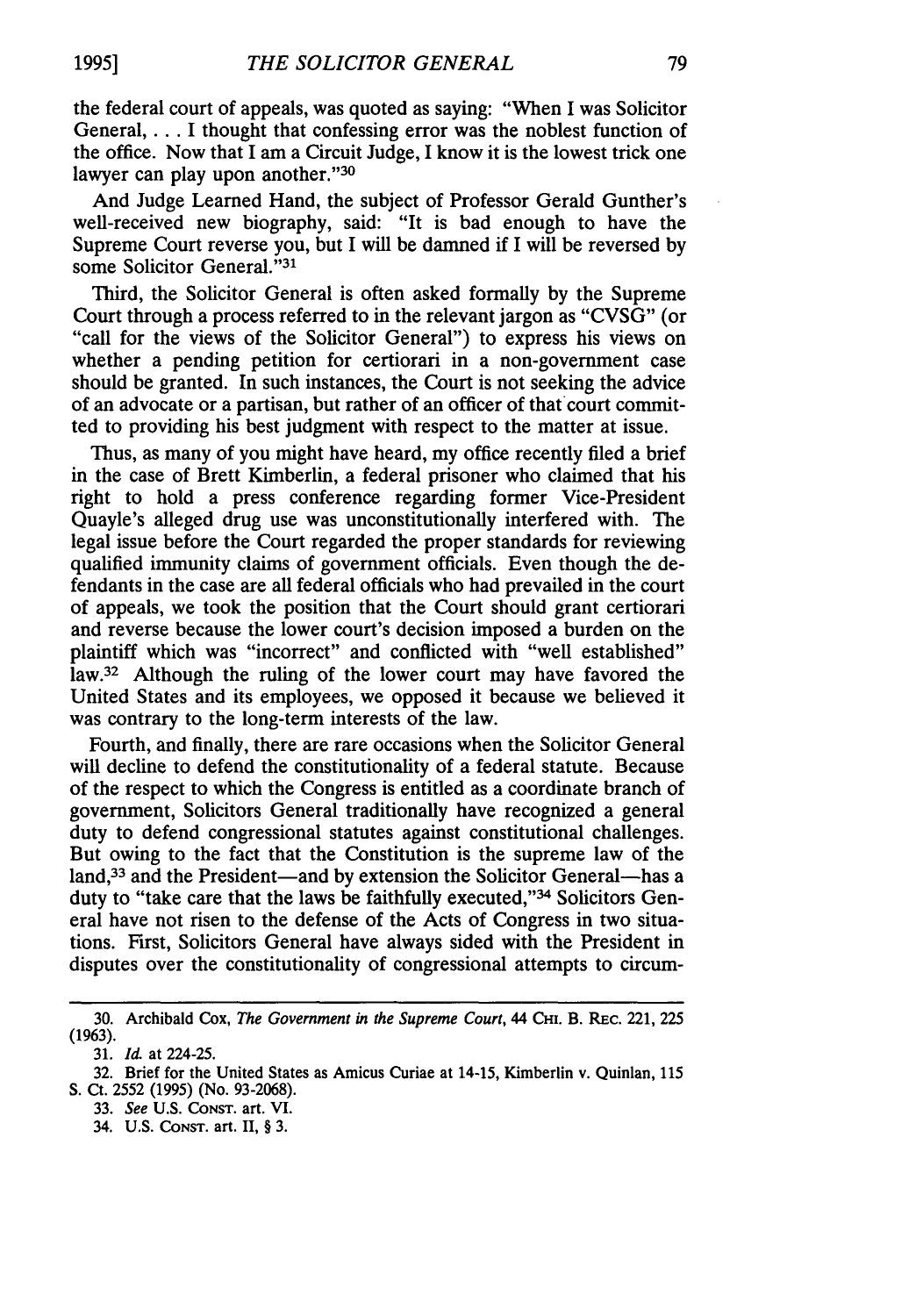the federal court of appeals, was quoted as saying: "When I was Solicitor General, . . . I thought that confessing error was the noblest function of the office. Now that I am a Circuit Judge, I know it is the lowest trick one lawyer can play upon another."[30]

And Judge Learned Hand, the subject of Professor Gerald Gunther's well-received new biography, said: "It is bad enough to have the Supreme Court reverse you, but I will be damned if I will be reversed by some Solicitor General."[31]

Third, the Solicitor General is often asked formally by the Supreme Court through a process referred to in the relevant jargon as "CVSG" (or "call for the views of the Solicitor General") to express his views on whether a pending petition for certiorari in a non-government case should be granted. In such instances, the Court is not seeking the advice of an advocate or a partisan, but rather of an officer of that court committed to providing his best judgment with respect to the matter at issue.

Thus, as many of you might have heard, my office recently filed a brief in the case of Brett Kimberlin, a federal prisoner who claimed that his right to hold a press conference regarding former Vice-President Quayle's alleged drug use was unconstitutionally interfered with. The legal issue before the Court regarded the proper standards for reviewing qualified immunity claims of government officials. Even though the defendants in the case are all federal officials who had prevailed in the court of appeals, we took the position that the Court should grant certiorari and reverse because the lower court's decision imposed a burden on the plaintiff which was "incorrect" and conflicted with "well established" law.[32] Although the ruling of the lower court may have favored the United States and its employees, we opposed it because we believed it was contrary to the long-term interests of the law.

Fourth, and finally, there are rare occasions when the Solicitor General will decline to defend the constitutionality of a federal statute. Because of the respect to which the Congress is entitled as a coordinate branch of government, Solicitors General traditionally have recognized a general duty to defend congressional statutes against constitutional challenges. But owing to the fact that the Constitution is the supreme law of the land,[33] and the President—and by extension the Solicitor General—has a duty to "take care that the laws be faithfully executed,"[34] Solicitors General have not risen to the defense of the Acts of Congress in two situations. First, Solicitors General have always sided with the President in disputes over the constitutionality of congressional attempts to circum-

---

30. Archibald Cox, *The Government in the Supreme Court*, 44 CHI. B. REC. 221, 225 (1963).

31. *Id.* at 224-25.

32. Brief for the United States as Amicus Curiae at 14-15, Kimberlin v. Quinlan, 115 S. Ct. 2552 (1995) (No. 93-2068).

33. *See* U.S. CONST. art. VI.

34. U.S. CONST. art. II, § 3.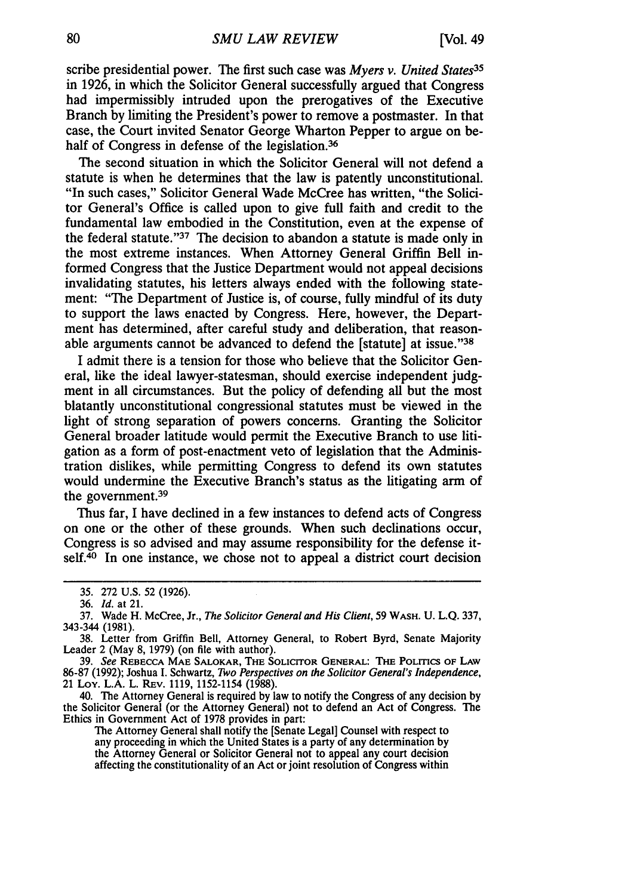scribe presidential power. The first such case was *Myers v. United States*[35] in 1926, in which the Solicitor General successfully argued that Congress had impermissibly intruded upon the prerogatives of the Executive Branch by limiting the President's power to remove a postmaster. In that case, the Court invited Senator George Wharton Pepper to argue on behalf of Congress in defense of the legislation.[36]

The second situation in which the Solicitor General will not defend a statute is when he determines that the law is patently unconstitutional. "In such cases," Solicitor General Wade McCree has written, "the Solicitor General's Office is called upon to give full faith and credit to the fundamental law embodied in the Constitution, even at the expense of the federal statute."[37] The decision to abandon a statute is made only in the most extreme instances. When Attorney General Griffin Bell informed Congress that the Justice Department would not appeal decisions invalidating statutes, his letters always ended with the following statement: "The Department of Justice is, of course, fully mindful of its duty to support the laws enacted by Congress. Here, however, the Department has determined, after careful study and deliberation, that reasonable arguments cannot be advanced to defend the [statute] at issue."[38]

I admit there is a tension for those who believe that the Solicitor General, like the ideal lawyer-statesman, should exercise independent judgment in all circumstances. But the policy of defending all but the most blatantly unconstitutional congressional statutes must be viewed in the light of strong separation of powers concerns. Granting the Solicitor General broader latitude would permit the Executive Branch to use litigation as a form of post-enactment veto of legislation that the Administration dislikes, while permitting Congress to defend its own statutes would undermine the Executive Branch's status as the litigating arm of the government.[39]

Thus far, I have declined in a few instances to defend acts of Congress on one or the other of these grounds. When such declinations occur, Congress is so advised and may assume responsibility for the defense itself.[40] In one instance, we chose not to appeal a district court decision

---

35. 272 U.S. 52 (1926).

36. *Id.* at 21.

37. Wade H. McCree, Jr., *The Solicitor General and His Client*, 59 WASH. U. L.Q. 337, 343-344 (1981).

38. Letter from Griffin Bell, Attorney General, to Robert Byrd, Senate Majority Leader 2 (May 8, 1979) (on file with author).

39. *See* REBECCA MAE SALOKAR, THE SOLICITOR GENERAL: THE POLITICS OF LAW 86-87 (1992); Joshua I. Schwartz, *Two Perspectives on the Solicitor General's Independence*, 21 LOY. L.A. L. REV. 1119, 1152-1154 (1988).

40. The Attorney General is required by law to notify the Congress of any decision by the Solicitor General (or the Attorney General) not to defend an Act of Congress. The Ethics in Government Act of 1978 provides in part:

> The Attorney General shall notify the [Senate Legal] Counsel with respect to any proceeding in which the United States is a party of any determination by the Attorney General or Solicitor General not to appeal any court decision affecting the constitutionality of an Act or joint resolution of Congress within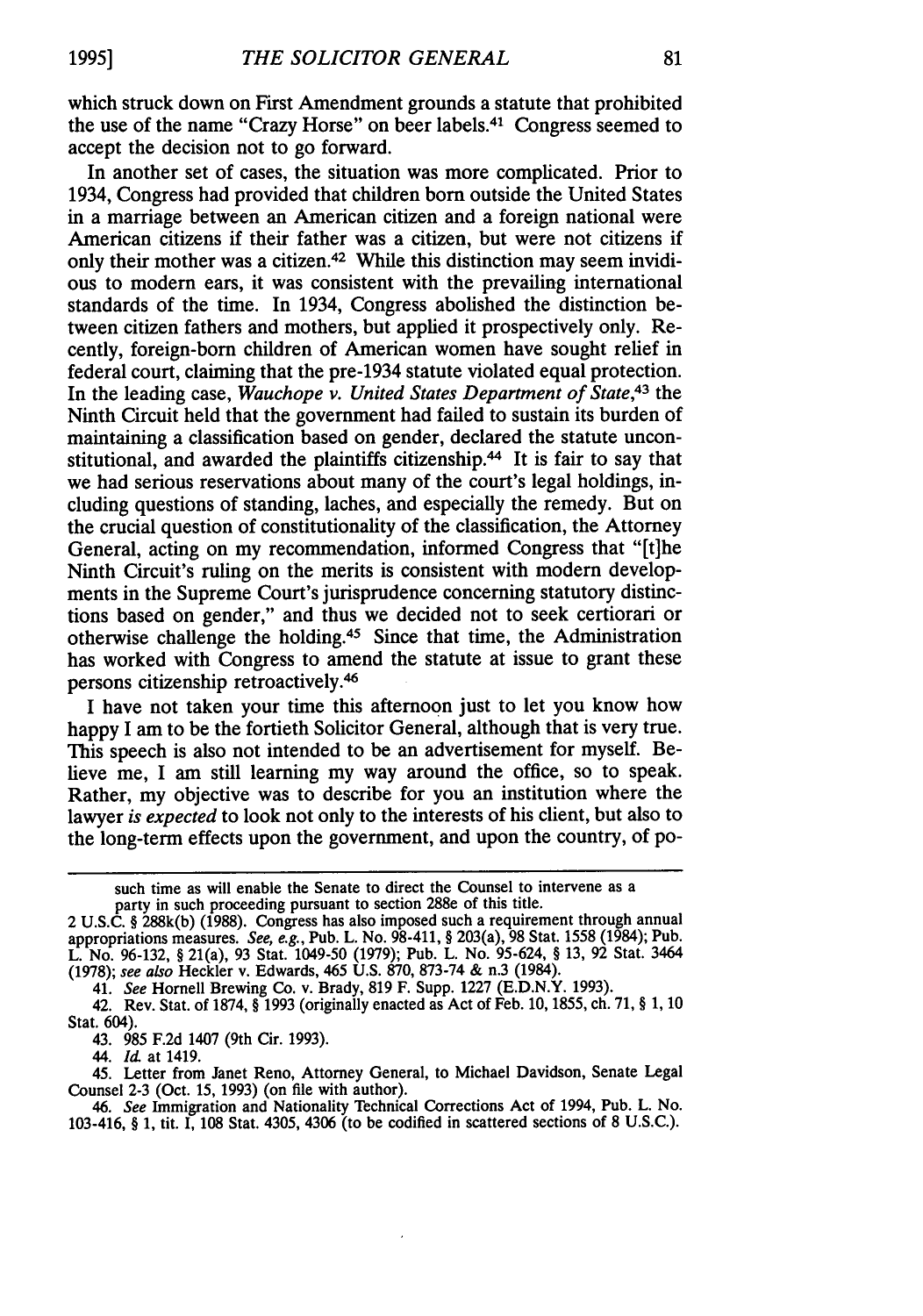which struck down on First Amendment grounds a statute that prohibited the use of the name "Crazy Horse" on beer labels.[41] Congress seemed to accept the decision not to go forward.

In another set of cases, the situation was more complicated. Prior to 1934, Congress had provided that children born outside the United States in a marriage between an American citizen and a foreign national were American citizens if their father was a citizen, but were not citizens if only their mother was a citizen.[42] While this distinction may seem invidious to modern ears, it was consistent with the prevailing international standards of the time. In 1934, Congress abolished the distinction between citizen fathers and mothers, but applied it prospectively only. Recently, foreign-born children of American women have sought relief in federal court, claiming that the pre-1934 statute violated equal protection. In the leading case, *Wauchope v. United States Department of State*,[43] the Ninth Circuit held that the government had failed to sustain its burden of maintaining a classification based on gender, declared the statute unconstitutional, and awarded the plaintiffs citizenship.[44] It is fair to say that we had serious reservations about many of the court's legal holdings, including questions of standing, laches, and especially the remedy. But on the crucial question of constitutionality of the classification, the Attorney General, acting on my recommendation, informed Congress that "[t]he Ninth Circuit's ruling on the merits is consistent with modern developments in the Supreme Court's jurisprudence concerning statutory distinctions based on gender," and thus we decided not to seek certiorari or otherwise challenge the holding.[45] Since that time, the Administration has worked with Congress to amend the statute at issue to grant these persons citizenship retroactively.[46]

I have not taken your time this afternoon just to let you know how happy I am to be the fortieth Solicitor General, although that is very true. This speech is also not intended to be an advertisement for myself. Believe me, I am still learning my way around the office, so to speak. Rather, my objective was to describe for you an institution where the lawyer *is expected* to look not only to the interests of his client, but also to the long-term effects upon the government, and upon the country, of po-

---

such time as will enable the Senate to direct the Counsel to intervene as a party in such proceeding pursuant to section 288e of this title.

2 U.S.C. § 288k(b) (1988). Congress has also imposed such a requirement through annual appropriations measures. *See, e.g.*, Pub. L. No. 98-411, § 203(a), 98 Stat. 1558 (1984); Pub. L. No. 96-132, § 21(a), 93 Stat. 1049-50 (1979); Pub. L. No. 95-624, § 13, 92 Stat. 3464 (1978); *see also* Heckler v. Edwards, 465 U.S. 870, 873-74 & n.3 (1984).

41. *See* Hornell Brewing Co. v. Brady, 819 F. Supp. 1227 (E.D.N.Y. 1993).

42. Rev. Stat. of 1874, § 1993 (originally enacted as Act of Feb. 10, 1855, ch. 71, § 1, 10 Stat. 604).

43. 985 F.2d 1407 (9th Cir. 1993).

44. *Id.* at 1419.

45. Letter from Janet Reno, Attorney General, to Michael Davidson, Senate Legal Counsel 2-3 (Oct. 15, 1993) (on file with author).

46. *See* Immigration and Nationality Technical Corrections Act of 1994, Pub. L. No. 103-416, § 1, tit. I, 108 Stat. 4305, 4306 (to be codified in scattered sections of 8 U.S.C.).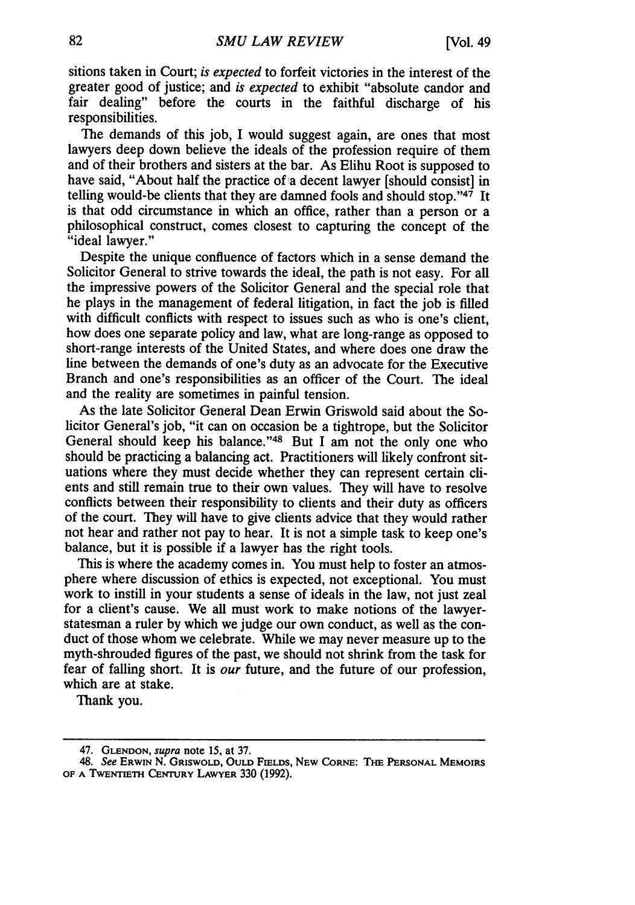sitions taken in Court; *is expected* to forfeit victories in the interest of the greater good of justice; and *is expected* to exhibit "absolute candor and fair dealing" before the courts in the faithful discharge of his responsibilities.

The demands of this job, I would suggest again, are ones that most lawyers deep down believe the ideals of the profession require of them and of their brothers and sisters at the bar. As Elihu Root is supposed to have said, "About half the practice of a decent lawyer [should consist] in telling would-be clients that they are damned fools and should stop."[47] It is that odd circumstance in which an office, rather than a person or a philosophical construct, comes closest to capturing the concept of the "ideal lawyer."

Despite the unique confluence of factors which in a sense demand the Solicitor General to strive towards the ideal, the path is not easy. For all the impressive powers of the Solicitor General and the special role that he plays in the management of federal litigation, in fact the job is filled with difficult conflicts with respect to issues such as who is one's client, how does one separate policy and law, what are long-range as opposed to short-range interests of the United States, and where does one draw the line between the demands of one's duty as an advocate for the Executive Branch and one's responsibilities as an officer of the Court. The ideal and the reality are sometimes in painful tension.

As the late Solicitor General Dean Erwin Griswold said about the Solicitor General's job, "it can on occasion be a tightrope, but the Solicitor General should keep his balance."[48] But I am not the only one who should be practicing a balancing act. Practitioners will likely confront situations where they must decide whether they can represent certain clients and still remain true to their own values. They will have to resolve conflicts between their responsibility to clients and their duty as officers of the court. They will have to give clients advice that they would rather not hear and rather not pay to hear. It is not a simple task to keep one's balance, but it is possible if a lawyer has the right tools.

This is where the academy comes in. You must help to foster an atmosphere where discussion of ethics is expected, not exceptional. You must work to instill in your students a sense of ideals in the law, not just zeal for a client's cause. We all must work to make notions of the lawyer-statesman a ruler by which we judge our own conduct, as well as the conduct of those whom we celebrate. While we may never measure up to the myth-shrouded figures of the past, we should not shrink from the task for fear of falling short. It is *our* future, and the future of our profession, which are at stake.

Thank you.

---

47. GLENDON, *supra* note 15, at 37.

48. *See* ERWIN N. GRISWOLD, OULD FIELDS, NEW CORNE: THE PERSONAL MEMOIRS OF A TWENTIETH CENTURY LAWYER 330 (1992).